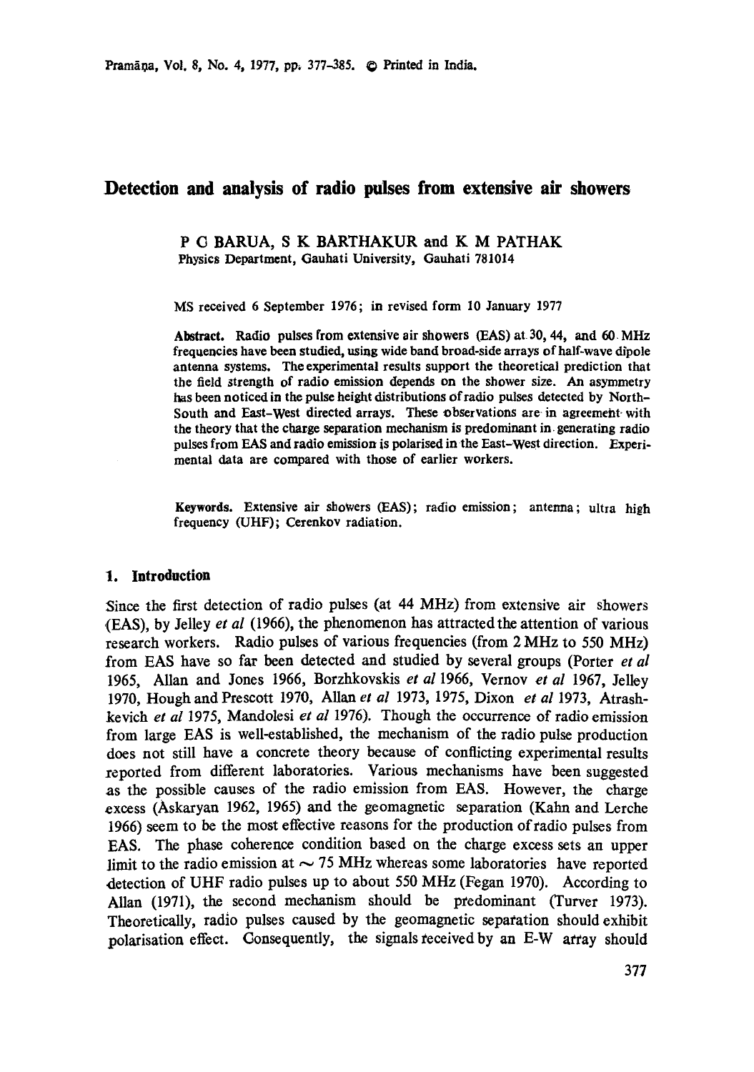# Detection and analysis of radio pulses from extensive air showers

P C BARUA, S K BARTHAKUR and K M PATHAK
Physics Department, Gauhati University, Gauhati 781014

MS received 6 September 1976; in revised form 10 January 1977

**Abstract.** Radio pulses from extensive air showers (EAS) at 30, 44, and 60 MHz frequencies have been studied, using wide band broad-side arrays of half-wave dipole antenna systems. The experimental results support the theoretical prediction that the field strength of radio emission depends on the shower size. An asymmetry has been noticed in the pulse height distributions of radio pulses detected by North-South and East-West directed arrays. These observations are in agreement with the theory that the charge separation mechanism is predominant in generating radio pulses from EAS and radio emission is polarised in the East-West direction. Experimental data are compared with those of earlier workers.

**Keywords.** Extensive air showers (EAS); radio emission; antenna; ultra high frequency (UHF); Cerenkov radiation.

## 1. Introduction

Since the first detection of radio pulses (at 44 MHz) from extensive air showers (EAS), by Jelley *et al* (1966), the phenomenon has attracted the attention of various research workers. Radio pulses of various frequencies (from 2 MHz to 550 MHz) from EAS have so far been detected and studied by several groups (Porter *et al* 1965, Allan and Jones 1966, Borzhkovskis *et al* 1966, Vernov *et al* 1967, Jelley 1970, Hough and Prescott 1970, Allan *et al* 1973, 1975, Dixon *et al* 1973, Atrashkevich *et al* 1975, Mandolesi *et al* 1976). Though the occurrence of radio emission from large EAS is well-established, the mechanism of the radio pulse production does not still have a concrete theory because of conflicting experimental results reported from different laboratories. Various mechanisms have been suggested as the possible causes of the radio emission from EAS. However, the charge excess (Askaryan 1962, 1965) and the geomagnetic separation (Kahn and Lerche 1966) seem to be the most effective reasons for the production of radio pulses from EAS. The phase coherence condition based on the charge excess sets an upper limit to the radio emission at $\sim 75$ MHz whereas some laboratories have reported detection of UHF radio pulses up to about 550 MHz (Fegan 1970). According to Allan (1971), the second mechanism should be predominant (Turver 1973). Theoretically, radio pulses caused by the geomagnetic separation should exhibit polarisation effect. Consequently, the signals received by an E-W array should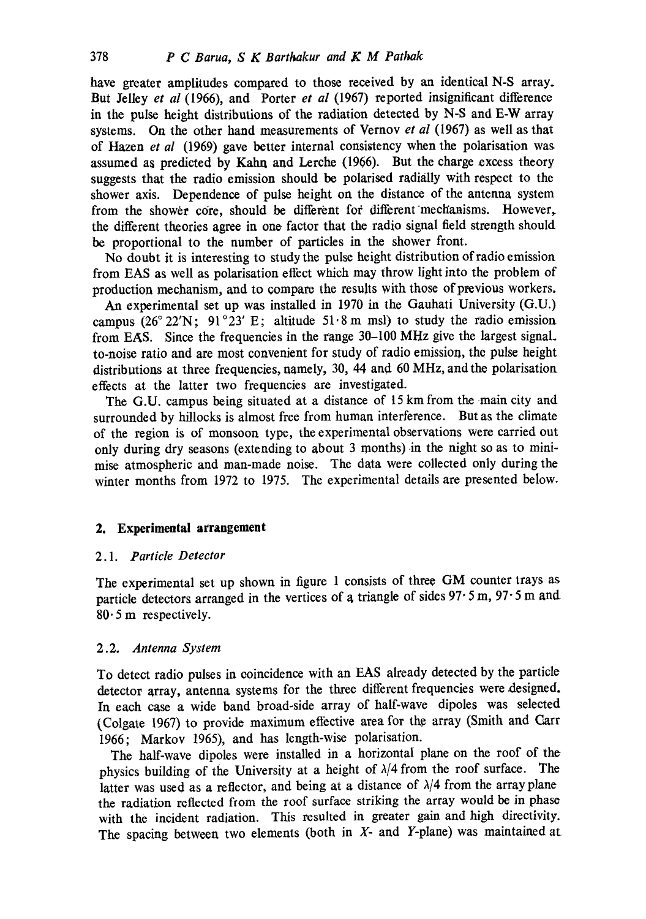have greater amplitudes compared to those received by an identical N-S array. But Jelley *et al* (1966), and Porter *et al* (1967) reported insignificant difference in the pulse height distributions of the radiation detected by N-S and E-W array systems. On the other hand measurements of Vernov *et al* (1967) as well as that of Hazen *et al* (1969) gave better internal consistency when the polarisation was assumed as predicted by Kahn and Lerche (1966). But the charge excess theory suggests that the radio emission should be polarised radially with respect to the shower axis. Dependence of pulse height on the distance of the antenna system from the shower core, should be different for different mechanisms. However, the different theories agree in one factor that the radio signal field strength should be proportional to the number of particles in the shower front.

No doubt it is interesting to study the pulse height distribution of radio emission from EAS as well as polarisation effect which may throw light into the problem of production mechanism, and to compare the results with those of previous workers.

An experimental set up was installed in 1970 in the Gauhati University (G.U.) campus (26° 22′N; 91°23′ E; altitude 51·8 m msl) to study the radio emission from EAS. Since the frequencies in the range 30–100 MHz give the largest signal-to-noise ratio and are most convenient for study of radio emission, the pulse height distributions at three frequencies, namely, 30, 44 and 60 MHz, and the polarisation effects at the latter two frequencies are investigated.

The G.U. campus being situated at a distance of 15 km from the main city and surrounded by hillocks is almost free from human interference. But as the climate of the region is of monsoon type, the experimental observations were carried out only during dry seasons (extending to about 3 months) in the night so as to minimise atmospheric and man-made noise. The data were collected only during the winter months from 1972 to 1975. The experimental details are presented below.

## 2. Experimental arrangement

### 2.1. *Particle Detector*

The experimental set up shown in figure 1 consists of three GM counter trays as particle detectors arranged in the vertices of a triangle of sides 97·5 m, 97·5 m and 80·5 m respectively.

### 2.2. *Antenna System*

To detect radio pulses in coincidence with an EAS already detected by the particle detector array, antenna systems for the three different frequencies were designed. In each case a wide band broad-side array of half-wave dipoles was selected (Colgate 1967) to provide maximum effective area for the array (Smith and Carr 1966; Markov 1965), and has length-wise polarisation.

The half-wave dipoles were installed in a horizontal plane on the roof of the physics building of the University at a height of $\lambda/4$ from the roof surface. The latter was used as a reflector, and being at a distance of $\lambda/4$ from the array plane the radiation reflected from the roof surface striking the array would be in phase with the incident radiation. This resulted in greater gain and high directivity. The spacing between two elements (both in $X$- and $Y$-plane) was maintained at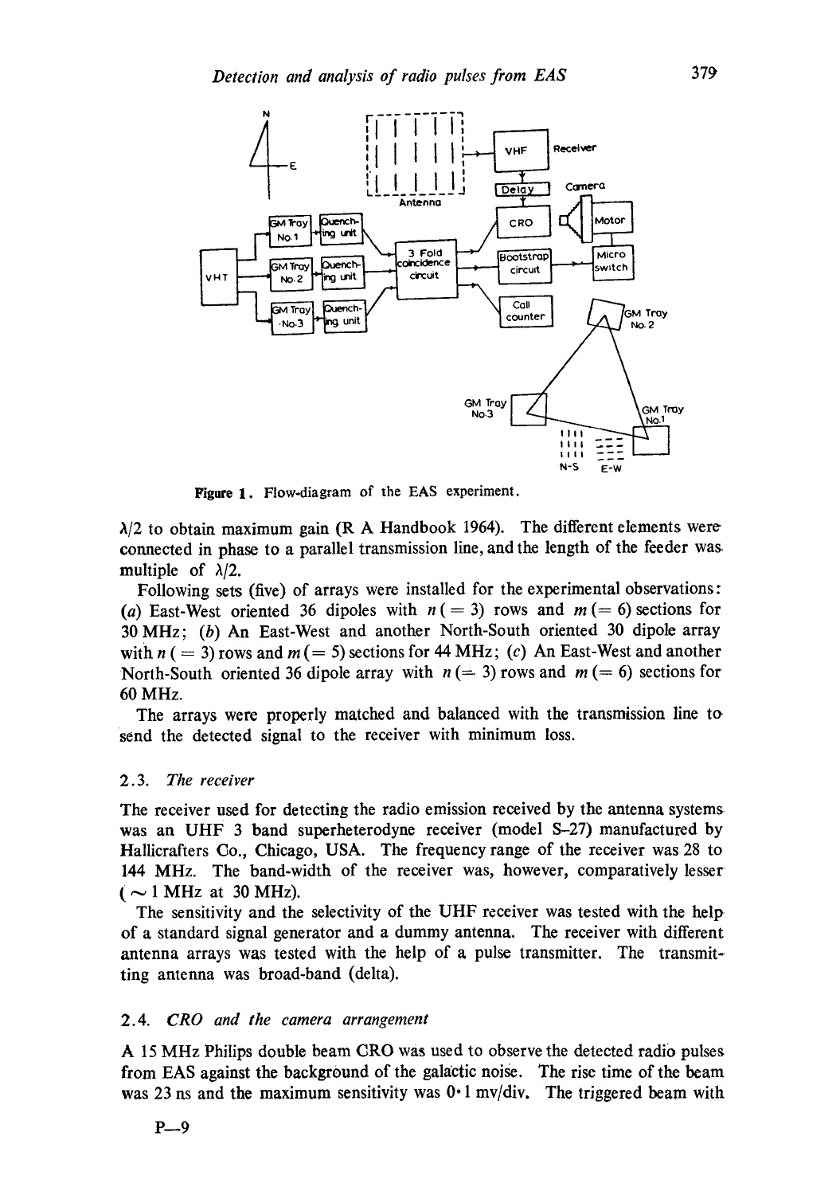Figure 1. Flow-diagram of the EAS experiment.

$\lambda/2$ to obtain maximum gain (R A Handbook 1964). The different elements were connected in phase to a parallel transmission line, and the length of the feeder was multiple of $\lambda/2$.

Following sets (five) of arrays were installed for the experimental observations: (*a*) East-West oriented 36 dipoles with $n (= 3)$ rows and $m (= 6)$ sections for 30 MHz; (*b*) An East-West and another North-South oriented 30 dipole array with $n (= 3)$ rows and $m (= 5)$ sections for 44 MHz; (*c*) An East-West and another North-South oriented 36 dipole array with $n (= 3)$ rows and $m (= 6)$ sections for 60 MHz.

The arrays were properly matched and balanced with the transmission line to send the detected signal to the receiver with minimum loss.

### 2.3. *The receiver*

The receiver used for detecting the radio emission received by the antenna systems was an UHF 3 band superheterodyne receiver (model S–27) manufactured by Hallicrafters Co., Chicago, USA. The frequency range of the receiver was 28 to 144 MHz. The band-width of the receiver was, however, comparatively lesser ($\sim 1$ MHz at 30 MHz).

The sensitivity and the selectivity of the UHF receiver was tested with the help of a standard signal generator and a dummy antenna. The receiver with different antenna arrays was tested with the help of a pulse transmitter. The transmitting antenna was broad-band (delta).

### 2.4. *CRO and the camera arrangement*

A 15 MHz Philips double beam CRO was used to observe the detected radio pulses from EAS against the background of the galactic noise. The rise time of the beam was 23 ns and the maximum sensitivity was 0·1 mv/div. The triggered beam with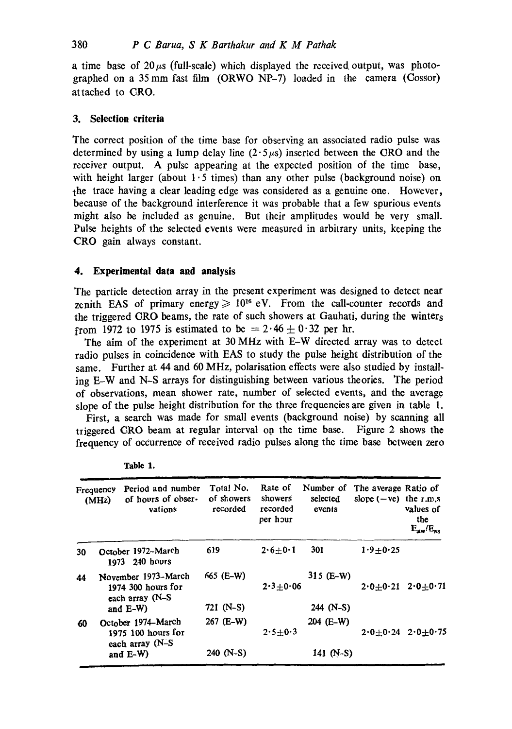a time base of $20\,\mu s$ (full-scale) which displayed the received output, was photographed on a 35 mm fast film (ORWO NP-7) loaded in the camera (Cossor) attached to CRO.

## 3. Selection criteria

The correct position of the time base for observing an associated radio pulse was determined by using a lump delay line ($2\cdot5\,\mu s$) inserted between the CRO and the receiver output. A pulse appearing at the expected position of the time base, with height larger (about $1\cdot5$ times) than any other pulse (background noise) on the trace having a clear leading edge was considered as a genuine one. However, because of the background interference it was probable that a few spurious events might also be included as genuine. But their amplitudes would be very small. Pulse heights of the selected events were measured in arbitrary units, keeping the CRO gain always constant.

## 4. Experimental data and analysis

The particle detection array in the present experiment was designed to detect near zenith EAS of primary energy $\geqslant 10^{16}$ eV. From the call-counter records and the triggered CRO beams, the rate of such showers at Gauhati, during the winters from 1972 to 1975 is estimated to be $= 2\cdot46 \pm 0\cdot32$ per hr.

The aim of the experiment at 30 MHz with E–W directed array was to detect radio pulses in coincidence with EAS to study the pulse height distribution of the same. Further at 44 and 60 MHz, polarisation effects were also studied by installing E–W and N–S arrays for distinguishing between various theories. The period of observations, mean shower rate, number of selected events, and the average slope of the pulse height distribution for the three frequencies are given in table 1.

First, a search was made for small events (background noise) by scanning all triggered CRO beam at regular interval on the time base. Figure 2 shows the frequency of occurrence of received radio pulses along the time base between zero

Table 1.

| Frequency (MHz) | Period and number of hours of observations | Total No. of showers recorded | Rate of showers recorded per hour | Number of selected events | The average slope (−ve) | Ratio of the r.m.s values of the $E_{EW}/E_{NS}$ |
|---|---|---|---|---|---|---|
| 30 | October 1972–March 1973 240 hours | 619 | $2\cdot6\pm0\cdot1$ | 301 | $1\cdot9\pm0\cdot25$ | |
| 44 | November 1973–March 1974 300 hours for each array (N–S and E–W) | 665 (E–W) | $2\cdot3\pm0\cdot06$ | 315 (E–W) | $2\cdot0\pm0\cdot21$ | $2\cdot0\pm0\cdot71$ |
| | | 721 (N–S) | | 244 (N–S) | | |
| 60 | October 1974–March 1975 100 hours for each array (N–S and E–W) | 267 (E–W) | $2\cdot5\pm0\cdot3$ | 204 (E–W) | $2\cdot0\pm0\cdot24$ | $2\cdot0\pm0\cdot75$ |
| | | 240 (N–S) | | 141 (N–S) | | |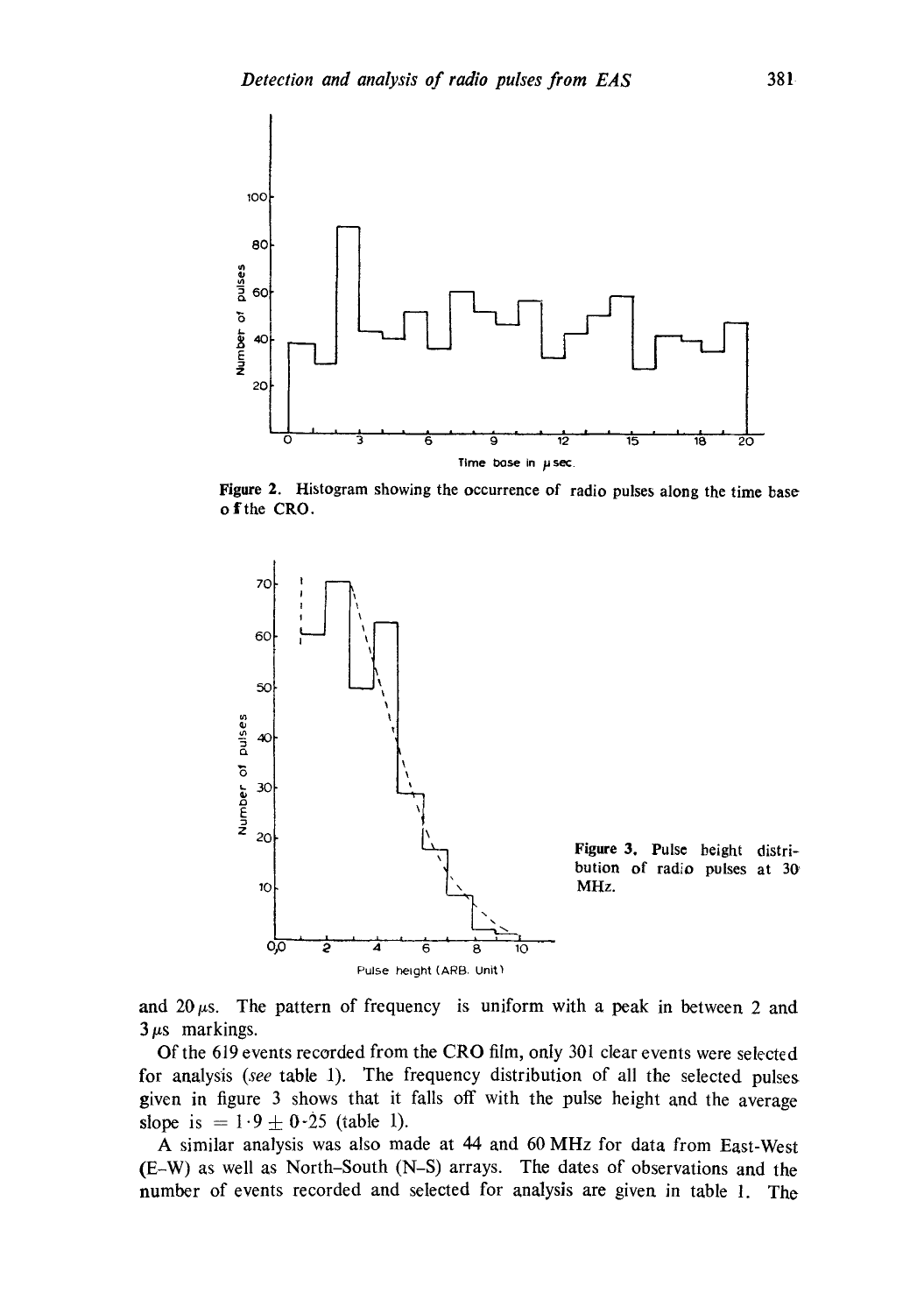Figure 2. Histogram showing the occurrence of radio pulses along the time base of the CRO.

Figure 3. Pulse height distribution of radio pulses at 30 MHz.

and 20 $\mu$s. The pattern of frequency is uniform with a peak in between 2 and 3 $\mu$s markings.

Of the 619 events recorded from the CRO film, only 301 clear events were selected for analysis (*see* table 1). The frequency distribution of all the selected pulses given in figure 3 shows that it falls off with the pulse height and the average slope is $= 1 \cdot 9 \pm 0 \cdot 25$ (table 1).

A similar analysis was also made at 44 and 60 MHz for data from East-West (E-W) as well as North-South (N-S) arrays. The dates of observations and the number of events recorded and selected for analysis are given in table 1. The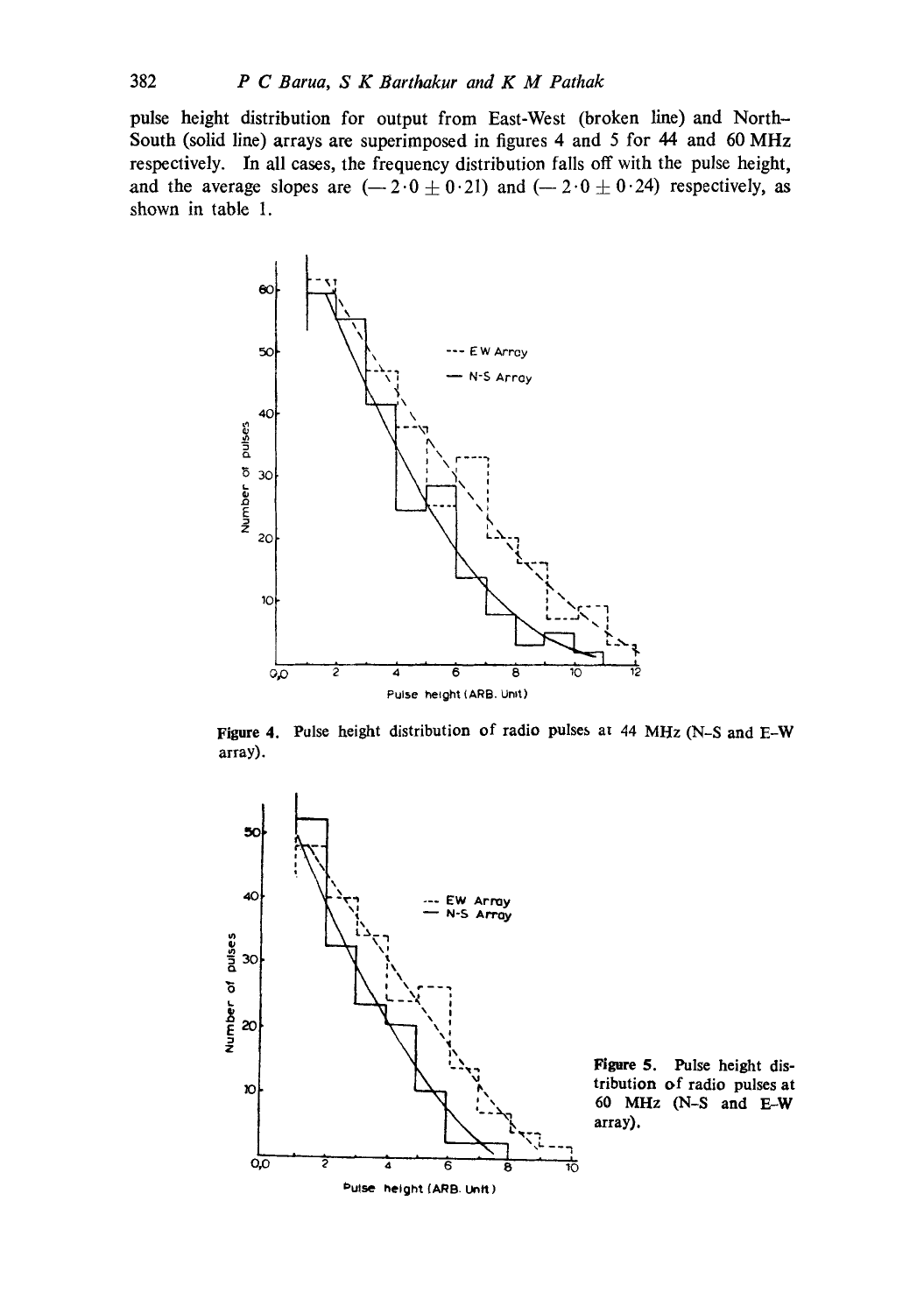pulse height distribution for output from East-West (broken line) and North-South (solid line) arrays are superimposed in figures 4 and 5 for 44 and 60 MHz respectively. In all cases, the frequency distribution falls off with the pulse height, and the average slopes are ($-2{\cdot}0 \pm 0{\cdot}21$) and ($-2{\cdot}0 \pm 0{\cdot}24$) respectively, as shown in table 1.

**Figure 4.** Pulse height distribution of radio pulses at 44 MHz (N-S and E-W array).

**Figure 5.** Pulse height distribution of radio pulses at 60 MHz (N-S and E-W array).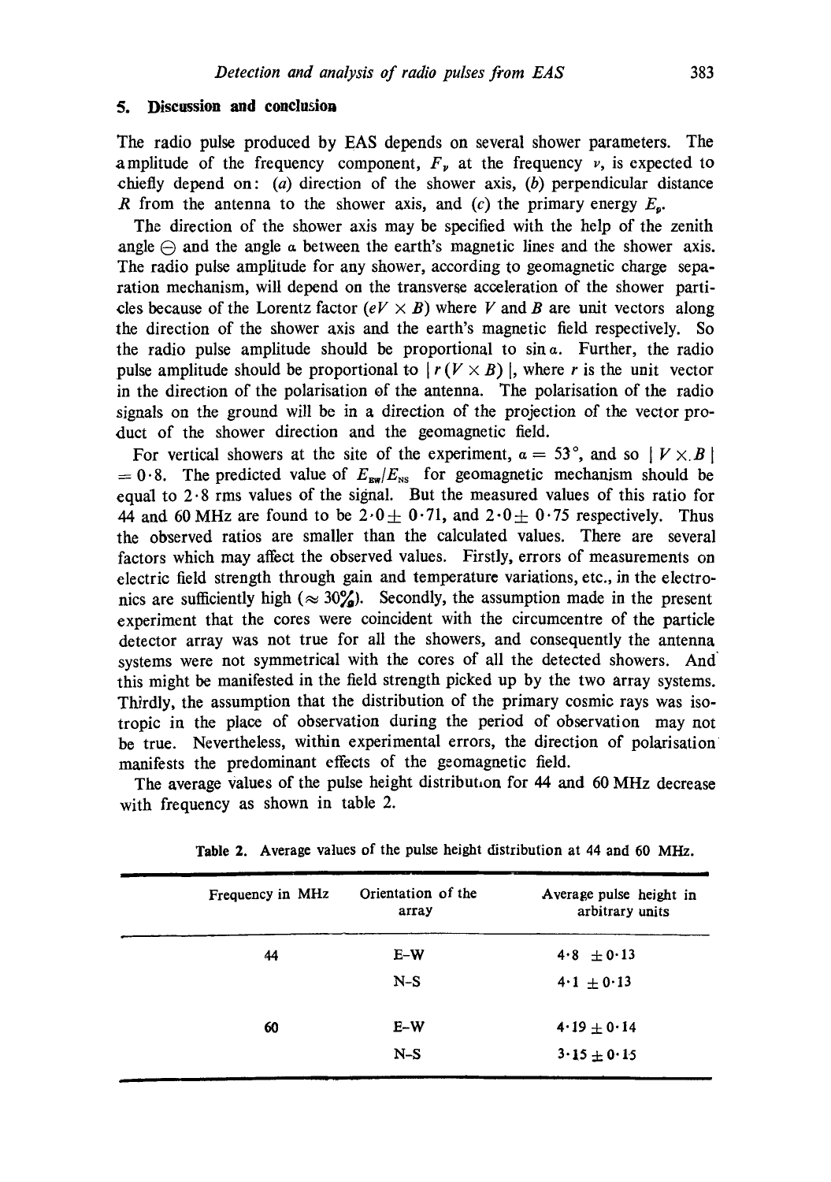## 5. Discussion and conclusion

The radio pulse produced by EAS depends on several shower parameters. The amplitude of the frequency component, $F_\nu$ at the frequency $\nu$, is expected to chiefly depend on: (*a*) direction of the shower axis, (*b*) perpendicular distance $R$ from the antenna to the shower axis, and (*c*) the primary energy $E_p$.

The direction of the shower axis may be specified with the help of the zenith angle $\Theta$ and the angle $\alpha$ between the earth's magnetic lines and the shower axis. The radio pulse amplitude for any shower, according to geomagnetic charge separation mechanism, will depend on the transverse acceleration of the shower particles because of the Lorentz factor ($eV \times B$) where $V$ and $B$ are unit vectors along the direction of the shower axis and the earth's magnetic field respectively. So the radio pulse amplitude should be proportional to $\sin \alpha$. Further, the radio pulse amplitude should be proportional to $| r (V \times B) |$, where $r$ is the unit vector in the direction of the polarisation of the antenna. The polarisation of the radio signals on the ground will be in a direction of the projection of the vector product of the shower direction and the geomagnetic field.

For vertical showers at the site of the experiment, $\alpha = 53°$, and so $| V \times B | = 0{\cdot}8$. The predicted value of $E_{EW}/E_{NS}$ for geomagnetic mechanism should be equal to 2·8 rms values of the signal. But the measured values of this ratio for 44 and 60 MHz are found to be $2{\cdot}0 \pm 0{\cdot}71$, and $2{\cdot}0 \pm 0{\cdot}75$ respectively. Thus the observed ratios are smaller than the calculated values. There are several factors which may affect the observed values. Firstly, errors of measurements on electric field strength through gain and temperature variations, etc., in the electronics are sufficiently high ($\approx 30\%$). Secondly, the assumption made in the present experiment that the cores were coincident with the circumcentre of the particle detector array was not true for all the showers, and consequently the antenna systems were not symmetrical with the cores of all the detected showers. And this might be manifested in the field strength picked up by the two array systems. Thirdly, the assumption that the distribution of the primary cosmic rays was isotropic in the place of observation during the period of observation may not be true. Nevertheless, within experimental errors, the direction of polarisation manifests the predominant effects of the geomagnetic field.

The average values of the pulse height distribution for 44 and 60 MHz decrease with frequency as shown in table 2.

**Table 2.** Average values of the pulse height distribution at 44 and 60 MHz.

| Frequency in MHz | Orientation of the array | Average pulse height in arbitrary units |
|---|---|---|
| 44 | E–W | $4{\cdot}8 \pm 0{\cdot}13$ |
| | N–S | $4{\cdot}1 \pm 0{\cdot}13$ |
| 60 | E–W | $4{\cdot}19 \pm 0{\cdot}14$ |
| | N–S | $3{\cdot}15 \pm 0{\cdot}15$ |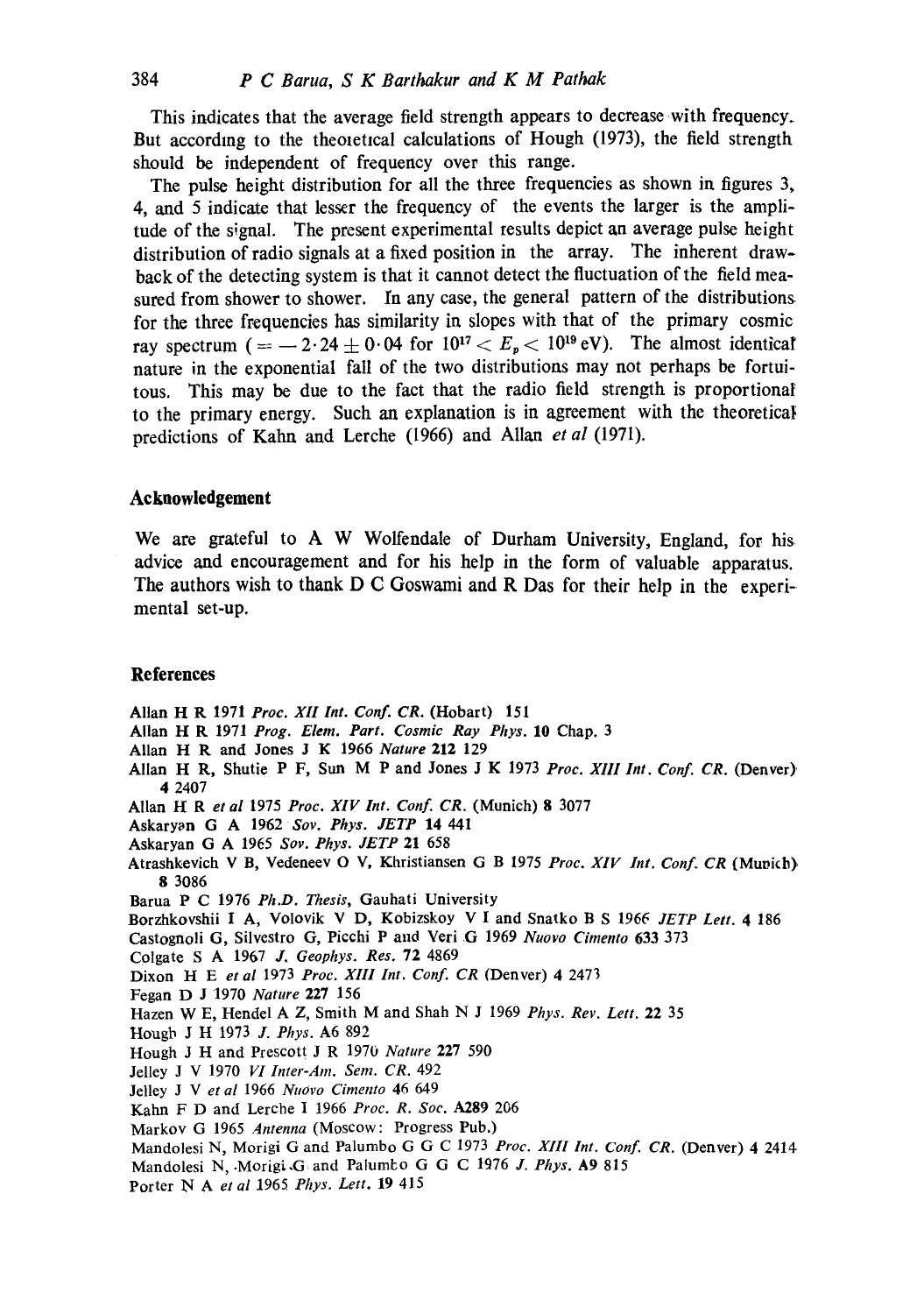This indicates that the average field strength appears to decrease with frequency. But according to the theoretical calculations of Hough (1973), the field strength should be independent of frequency over this range.

The pulse height distribution for all the three frequencies as shown in figures 3, 4, and 5 indicate that lesser the frequency of the events the larger is the amplitude of the signal. The present experimental results depict an average pulse height distribution of radio signals at a fixed position in the array. The inherent drawback of the detecting system is that it cannot detect the fluctuation of the field measured from shower to shower. In any case, the general pattern of the distributions for the three frequencies has similarity in slopes with that of the primary cosmic ray spectrum ($= -2 \cdot 24 \pm 0 \cdot 04$ for $10^{17} < E_p < 10^{19}$ eV). The almost identical nature in the exponential fall of the two distributions may not perhaps be fortuitous. This may be due to the fact that the radio field strength is proportional to the primary energy. Such an explanation is in agreement with the theoretical predictions of Kahn and Lerche (1966) and Allan *et al* (1971).

## Acknowledgement

We are grateful to A W Wolfendale of Durham University, England, for his advice and encouragement and for his help in the form of valuable apparatus. The authors wish to thank D C Goswami and R Das for their help in the experimental set-up.

## References

Allan H R 1971 *Proc. XII Int. Conf. CR.* (Hobart) 151

Allan H R 1971 *Prog. Elem. Part. Cosmic Ray Phys.* **10** Chap. 3

Allan H R and Jones J K 1966 *Nature* **212** 129

Allan H R, Shutie P F, Sun M P and Jones J K 1973 *Proc. XIII Int. Conf. CR.* (Denver) **4** 2407

Allan H R *et al* 1975 *Proc. XIV Int. Conf. CR.* (Munich) **8** 3077

Askaryan G A 1962 *Sov. Phys. JETP* **14** 441

Askaryan G A 1965 *Sov. Phys. JETP* **21** 658

Atrashkevich V B, Vedeneev O V, Khristiansen G B 1975 *Proc. XIV Int. Conf. CR* (Munich) **8** 3086

Barua P C 1976 *Ph.D. Thesis*, Gauhati University

Borzhkovshii I A, Volovik V D, Kobizskoy V I and Snatko B S 1966 *JETP Lett.* **4** 186

Castognoli G, Silvestro G, Picchi P and Veri G 1969 *Nuovo Cimento* **633** 373

Colgate S A 1967 *J. Geophys. Res.* **72** 4869

Dixon H E *et al* 1973 *Proc. XIII Int. Conf. CR* (Denver) **4** 2473

Fegan D J 1970 *Nature* **227** 156

Hazen W E, Hendel A Z, Smith M and Shah N J 1969 *Phys. Rev. Lett.* **22** 35

Hough J H 1973 *J. Phys.* **A6** 892

Hough J H and Prescott J R 1970 *Nature* **227** 590

Jelley J V 1970 *VI Inter-Am. Sem. CR.* 492

Jelley J V *et al* 1966 *Nuovo Cimento* **46** 649

Kahn F D and Lerche I 1966 *Proc. R. Soc.* **A289** 206

Markov G 1965 *Antenna* (Moscow: Progress Pub.)

Mandolesi N, Morigi G and Palumbo G G C 1973 *Proc. XIII Int. Conf. CR.* (Denver) **4** 2414

Mandolesi N, Morigi G and Palumbo G G C 1976 *J. Phys.* **A9** 815

Porter N A *et al* 1965 *Phys. Lett.* **19** 415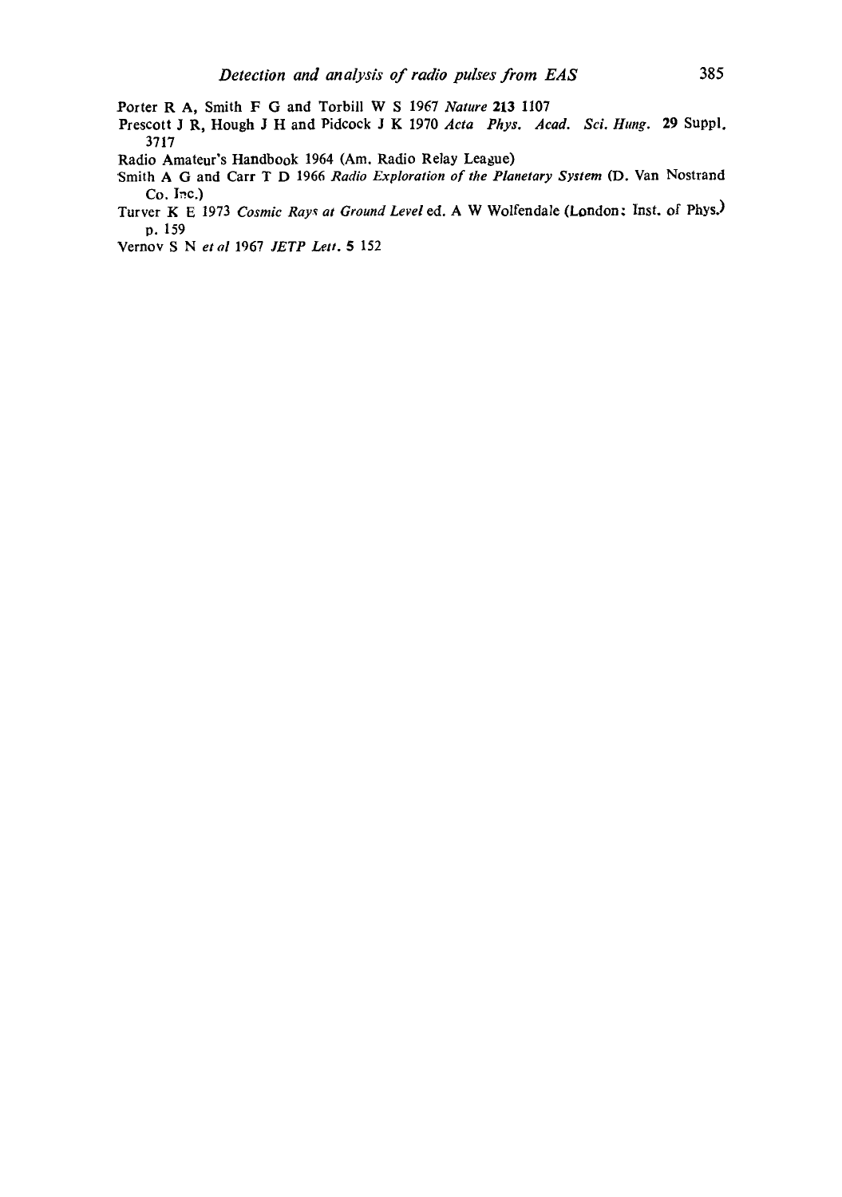Porter R A, Smith F G and Torbill W S 1967 *Nature* **213** 1107

Prescott J R, Hough J H and Pidcock J K 1970 *Acta Phys. Acad. Sci. Hung.* **29** Suppl. 3717

Radio Amateur's Handbook 1964 (Am. Radio Relay League)

Smith A G and Carr T D 1966 *Radio Exploration of the Planetary System* (D. Van Nostrand Co. Inc.)

Turver K E 1973 *Cosmic Rays at Ground Level* ed. A W Wolfendale (London: Inst. of Phys.) p. 159

Vernov S N *et al* 1967 *JETP Lett.* **5** 152